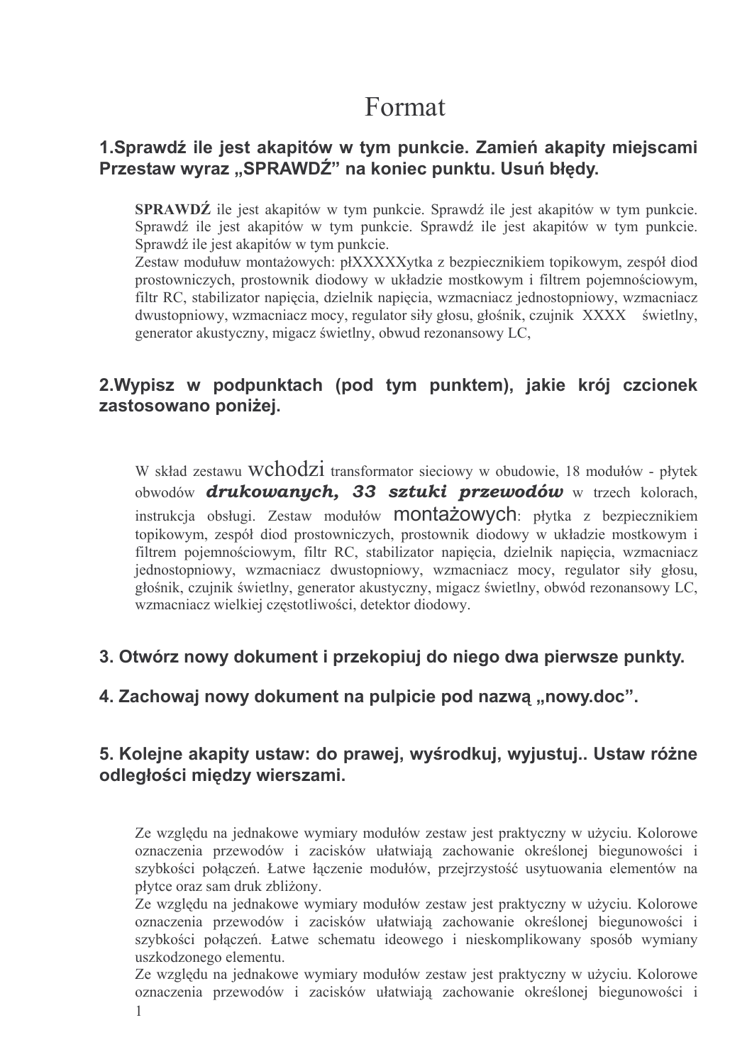# Format

## 1.Sprawdź ile jest akapitów w tym punkcie. Zamień akapity miejscami Przestaw wyraz „SPRAWDŹ” na koniec punktu. Usuń błędy.

**SPRAWDŹ** ile jest akapitów w tym punkcie. Sprawdź ile jest akapitów w tym punkcie. Sprawdź ile jest akapitów w tym punkcie. Sprawdź ile jest akapitów w tym punkcie. Sprawdź ile jest akapitów w tym punkcie.

Zestaw moduluw montażowych: płXXXXXytka z bezpiecznikiem topikowym, zespół diod prostowniczych, prostownik diodowy w układzie mostkowym i filtrem pojemnościowym, filtr RC, stabilizator napięcia, dzielnik napięcia, wzmacniacz jednostopniowy, wzmacniacz dwustopniowy, wzmacniacz mocy, regulator siły głosu, głośnik, czujnik XXXX świetlny, generator akustyczny, migacz świetlny, obwud rezonansowy LC,

## 2.Wypisz w podpunktach (pod tym punktem), jakie krój czcionek zastosowano poniżej.

W skład zestawu wchodzi transformator sieciowy w obudowie, 18 modułów - płytek obwodów ***drukowanych, 33 sztuki przewodów*** w trzech kolorach, instrukcja obsługi. Zestaw modułów montażowych: płytka z bezpiecznikiem topikowym, zespół diod prostowniczych, prostownik diodowy w układzie mostkowym i filtrem pojemnościowym, filtr RC, stabilizator napięcia, dzielnik napięcia, wzmacniacz jednostopniowy, wzmacniacz dwustopniowy, wzmacniacz mocy, regulator siły głosu, głośnik, czujnik świetlny, generator akustyczny, migacz świetlny, obwód rezonansowy LC, wzmacniacz wielkiej częstotliwości, detektor diodowy.

## 3. Otwórz nowy dokument i przekopiuj do niego dwa pierwsze punkty.

## 4. Zachowaj nowy dokument na pulpicie pod nazwą „nowy.doc”.

## 5. Kolejne akapity ustaw: do prawej, wyśrodkuj, wyjustuj.. Ustaw różne odległości między wierszami.

Ze względu na jednakowe wymiary modułów zestaw jest praktyczny w użyciu. Kolorowe oznaczenia przewodów i zacisków ułatwiają zachowanie określonej biegunowości i szybkości połączeń. Łatwe łączenie modułów, przejrzystość usytuowania elementów na płytce oraz sam druk zbliżony.

Ze względu na jednakowe wymiary modułów zestaw jest praktyczny w użyciu. Kolorowe oznaczenia przewodów i zacisków ułatwiają zachowanie określonej biegunowości i szybkości połączeń. Łatwe schematu ideowego i nieskomplikowany sposób wymiany uszkodzonego elementu.

Ze względu na jednakowe wymiary modułów zestaw jest praktyczny w użyciu. Kolorowe oznaczenia przewodów i zacisków ułatwiają zachowanie określonej biegunowości i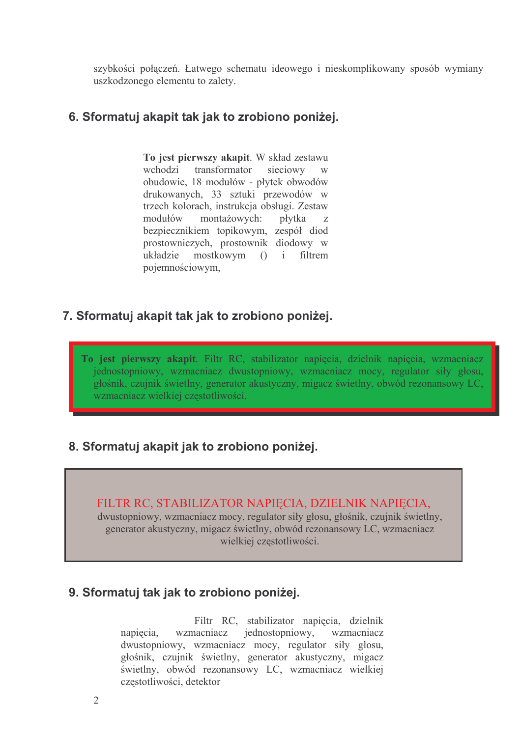szybkości połączeń. Łatwego schematu ideowego i nieskomplikowany sposób wymiany uszkodzonego elementu to zalety.

## 6. Sformatuj akapit tak jak to zrobiono poniżej.

**To jest pierwszy akapit**. W skład zestawu wchodzi transformator sieciowy w obudowie, 18 modułów - płytek obwodów drukowanych, 33 sztuki przewodów w trzech kolorach, instrukcja obsługi. Zestaw modułów montażowych: płytka z bezpiecznikiem topikowym, zespół diod prostowniczych, prostownik diodowy w układzie mostkowym () i filtrem pojemnościowym,

## 7. Sformatuj akapit tak jak to zrobiono poniżej.

**To jest pierwszy akapit**. Filtr RC, stabilizator napięcia, dzielnik napięcia, wzmacniacz jednostopniowy, wzmacniacz dwustopniowy, wzmacniacz mocy, regulator siły głosu, głośnik, czujnik świetlny, generator akustyczny, migacz świetlny, obwód rezonansowy LC, wzmacniacz wielkiej częstotliwości.

## 8. Sformatuj akapit jak to zrobiono poniżej.

FILTR RC, STABILIZATOR NAPIĘCIA, DZIELNIK NAPIĘCIA, dwustopniowy, wzmacniacz mocy, regulator siły głosu, głośnik, czujnik świetlny, generator akustyczny, migacz świetlny, obwód rezonansowy LC, wzmacniacz wielkiej częstotliwości.

## 9. Sformatuj tak jak to zrobiono poniżej.

Filtr RC, stabilizator napięcia, dzielnik napięcia, wzmacniacz jednostopniowy, wzmacniacz dwustopniowy, wzmacniacz mocy, regulator siły głosu, głośnik, czujnik świetlny, generator akustyczny, migacz świetlny, obwód rezonansowy LC, wzmacniacz wielkiej częstotliwości, detektor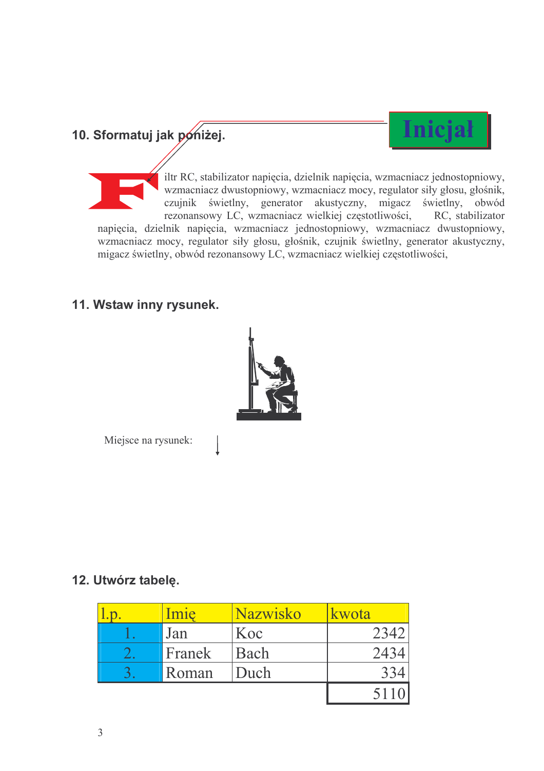## 10. Sformatuj jak poniżej.

Inicjał

Filtr RC, stabilizator napięcia, dzielnik napięcia, wzmacniacz jednostopniowy, wzmacniacz dwustopniowy, wzmacniacz mocy, regulator siły głosu, głośnik, czujnik świetlny, generator akustyczny, migacz świetlny, obwód rezonansowy LC, wzmacniacz wielkiej częstotliwości, RC, stabilizator napięcia, dzielnik napięcia, wzmacniacz jednostopniowy, wzmacniacz dwustopniowy, wzmacniacz mocy, regulator siły głosu, głośnik, czujnik świetlny, generator akustyczny, migacz świetlny, obwód rezonansowy LC, wzmacniacz wielkiej częstotliwości,

## 11. Wstaw inny rysunek.

Miejsce na rysunek:

## 12. Utwórz tabelę.

| l.p. | Imię | Nazwisko | kwota |
|---|---|---|---|
| 1. | Jan | Koc | 2342 |
| 2. | Franek | Bach | 2434 |
| 3. | Roman | Duch | 334 |
| | | | 5110 |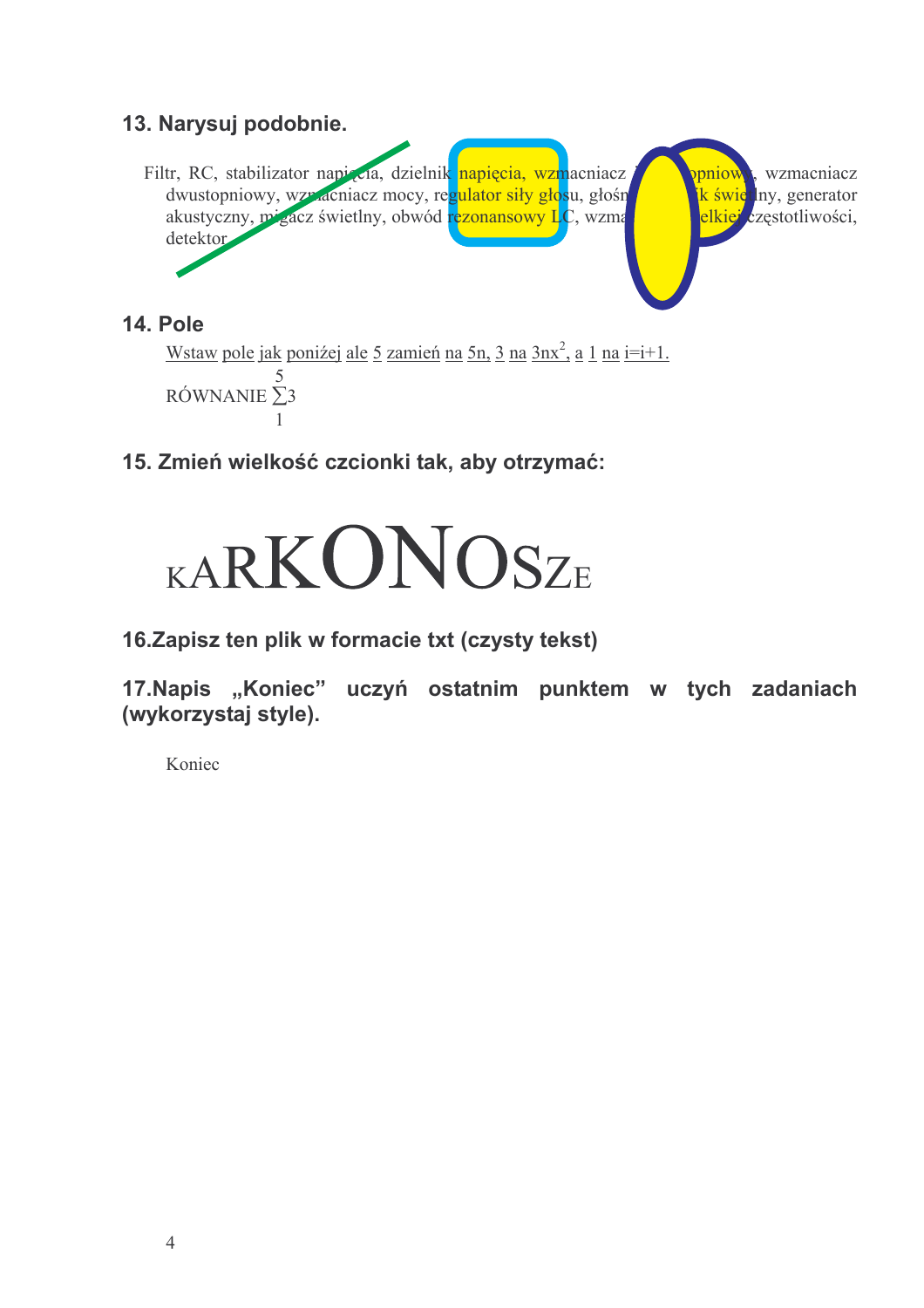## 13. Narysuj podobnie.

Filtr, RC, stabilizator napięcia, dzielnik napięcia, wzmacniacz jednostopniowy, wzmacniacz dwustopniowy, wzmacniacz mocy, regulator siły głosu, głośnik, migacz świetlny, generator akustyczny, migacz świetlny, obwód rezonansowy LC, wzmacniacz wielkiej częstotliwości, detektor

## 14. Pole

Wstaw pole jak poniżej ale 5 zamień na 5n, 3 na $3nx^2$, a 1 na i=i+1.

RÓWNANIE $\sum_{1}^{5} 3$

## 15. Zmień wielkość czcionki tak, aby otrzymać:

KARKONOSZE

## 16. Zapisz ten plik w formacie txt (czysty tekst)

## 17. Napis „Koniec" uczyń ostatnim punktem w tych zadaniach (wykorzystaj style).

Koniec